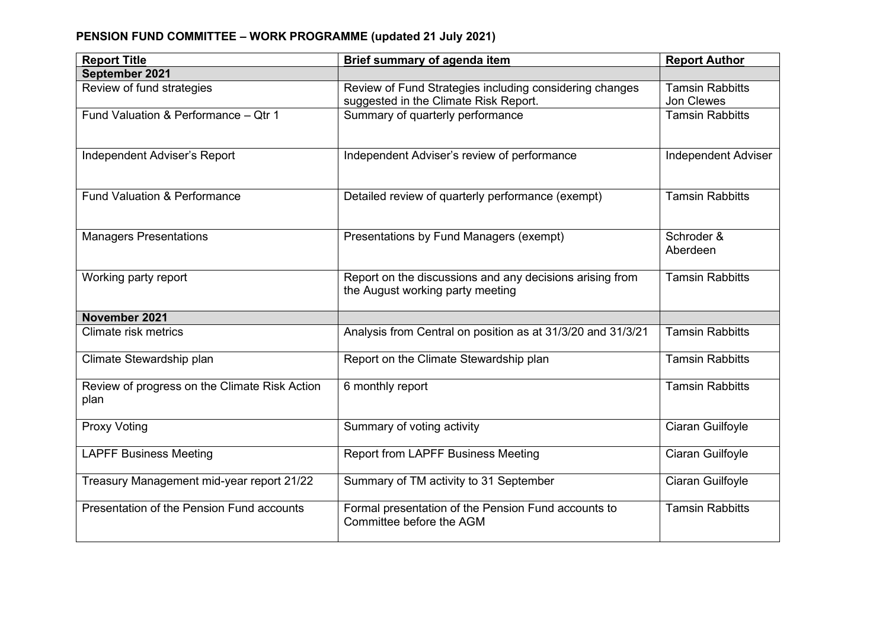**PENSION FUND COMMITTEE – WORK PROGRAMME (updated 21 July 2021)**

| Report Title | Brief summary of agenda item | Report Author |
|---|---|---|
| **September 2021** | | |
| Review of fund strategies | Review of Fund Strategies including considering changes suggested in the Climate Risk Report. | Tamsin Rabbitts<br>Jon Clewes |
| Fund Valuation & Performance – Qtr 1 | Summary of quarterly performance | Tamsin Rabbitts |
| Independent Adviser's Report | Independent Adviser's review of performance | Independent Adviser |
| Fund Valuation & Performance | Detailed review of quarterly performance (exempt) | Tamsin Rabbitts |
| Managers Presentations | Presentations by Fund Managers (exempt) | Schroder & Aberdeen |
| Working party report | Report on the discussions and any decisions arising from the August working party meeting | Tamsin Rabbitts |
| **November 2021** | | |
| Climate risk metrics | Analysis from Central on position as at 31/3/20 and 31/3/21 | Tamsin Rabbitts |
| Climate Stewardship plan | Report on the Climate Stewardship plan | Tamsin Rabbitts |
| Review of progress on the Climate Risk Action plan | 6 monthly report | Tamsin Rabbitts |
| Proxy Voting | Summary of voting activity | Ciaran Guilfoyle |
| LAPFF Business Meeting | Report from LAPFF Business Meeting | Ciaran Guilfoyle |
| Treasury Management mid-year report 21/22 | Summary of TM activity to 31 September | Ciaran Guilfoyle |
| Presentation of the Pension Fund accounts | Formal presentation of the Pension Fund accounts to Committee before the AGM | Tamsin Rabbitts |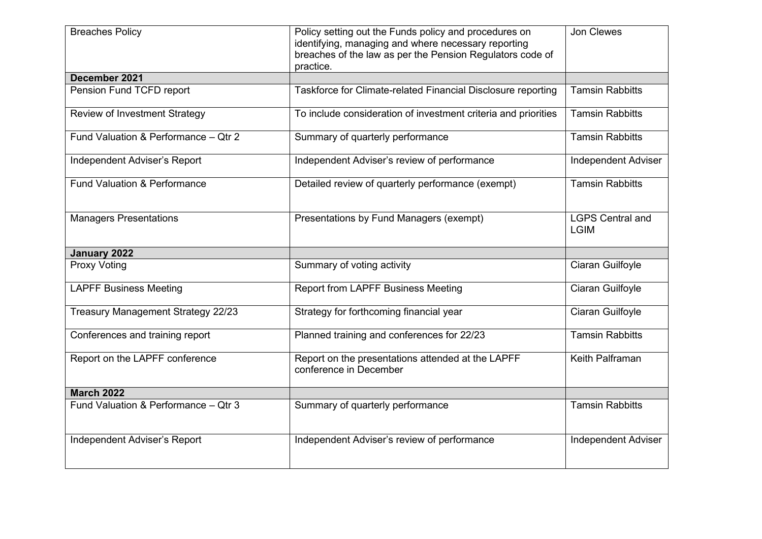| Breaches Policy | Policy setting out the Funds policy and procedures on identifying, managing and where necessary reporting breaches of the law as per the Pension Regulators code of practice. | Jon Clewes |
|---|---|---|
| **December 2021** | | |
| Pension Fund TCFD report | Taskforce for Climate-related Financial Disclosure reporting | Tamsin Rabbitts |
| Review of Investment Strategy | To include consideration of investment criteria and priorities | Tamsin Rabbitts |
| Fund Valuation & Performance – Qtr 2 | Summary of quarterly performance | Tamsin Rabbitts |
| Independent Adviser's Report | Independent Adviser's review of performance | Independent Adviser |
| Fund Valuation & Performance | Detailed review of quarterly performance (exempt) | Tamsin Rabbitts |
| Managers Presentations | Presentations by Fund Managers (exempt) | LGPS Central and LGIM |
| **January 2022** | | |
| Proxy Voting | Summary of voting activity | Ciaran Guilfoyle |
| LAPFF Business Meeting | Report from LAPFF Business Meeting | Ciaran Guilfoyle |
| Treasury Management Strategy 22/23 | Strategy for forthcoming financial year | Ciaran Guilfoyle |
| Conferences and training report | Planned training and conferences for 22/23 | Tamsin Rabbitts |
| Report on the LAPFF conference | Report on the presentations attended at the LAPFF conference in December | Keith Palframan |
| **March 2022** | | |
| Fund Valuation & Performance – Qtr 3 | Summary of quarterly performance | Tamsin Rabbitts |
| Independent Adviser's Report | Independent Adviser's review of performance | Independent Adviser |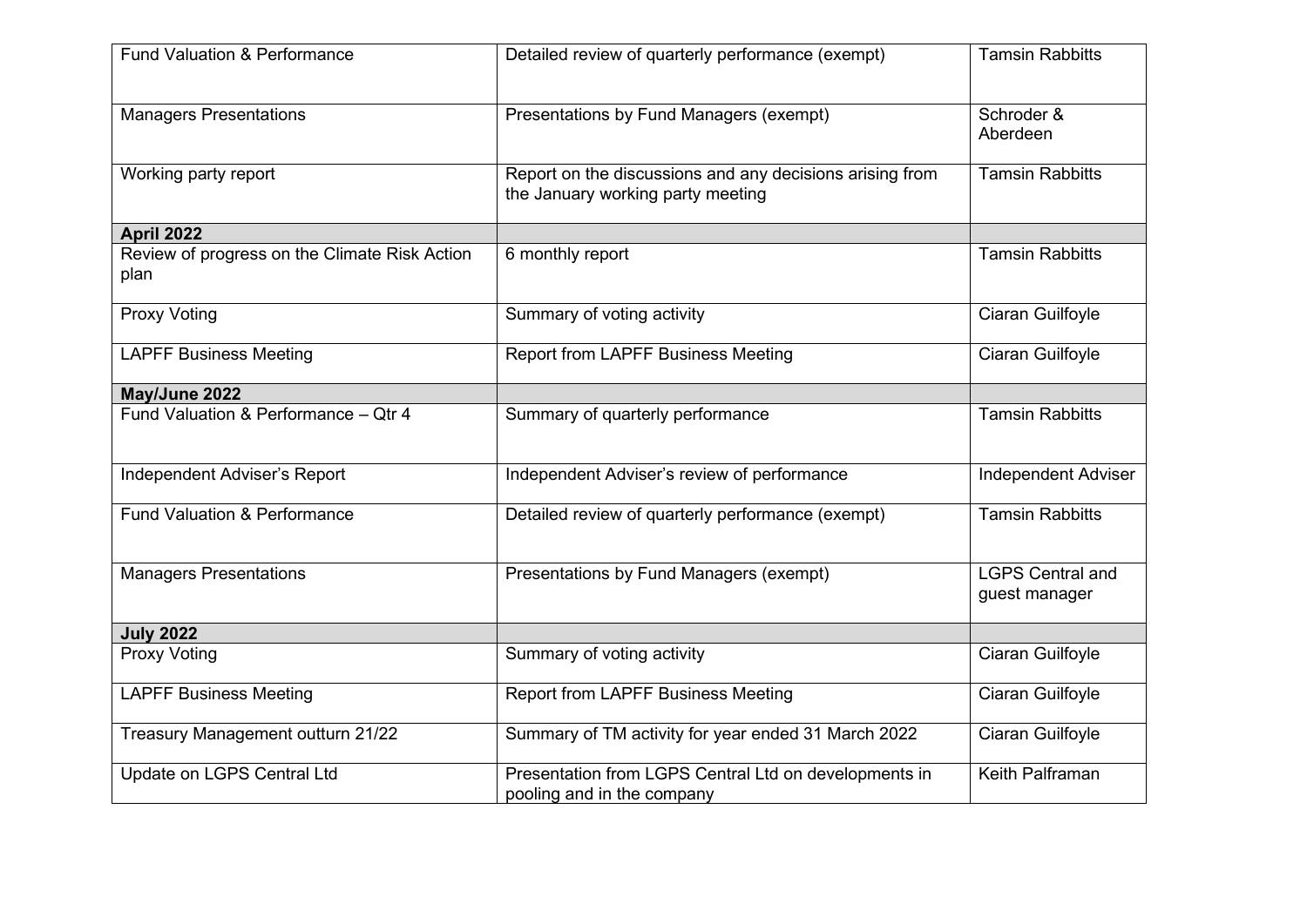| | | |
|---|---|---|
| Fund Valuation & Performance | Detailed review of quarterly performance (exempt) | Tamsin Rabbitts |
| Managers Presentations | Presentations by Fund Managers (exempt) | Schroder & Aberdeen |
| Working party report | Report on the discussions and any decisions arising from the January working party meeting | Tamsin Rabbitts |
| **April 2022** | | |
| Review of progress on the Climate Risk Action plan | 6 monthly report | Tamsin Rabbitts |
| Proxy Voting | Summary of voting activity | Ciaran Guilfoyle |
| LAPFF Business Meeting | Report from LAPFF Business Meeting | Ciaran Guilfoyle |
| **May/June 2022** | | |
| Fund Valuation & Performance – Qtr 4 | Summary of quarterly performance | Tamsin Rabbitts |
| Independent Adviser's Report | Independent Adviser's review of performance | Independent Adviser |
| Fund Valuation & Performance | Detailed review of quarterly performance (exempt) | Tamsin Rabbitts |
| Managers Presentations | Presentations by Fund Managers (exempt) | LGPS Central and guest manager |
| **July 2022** | | |
| Proxy Voting | Summary of voting activity | Ciaran Guilfoyle |
| LAPFF Business Meeting | Report from LAPFF Business Meeting | Ciaran Guilfoyle |
| Treasury Management outturn 21/22 | Summary of TM activity for year ended 31 March 2022 | Ciaran Guilfoyle |
| Update on LGPS Central Ltd | Presentation from LGPS Central Ltd on developments in pooling and in the company | Keith Palframan |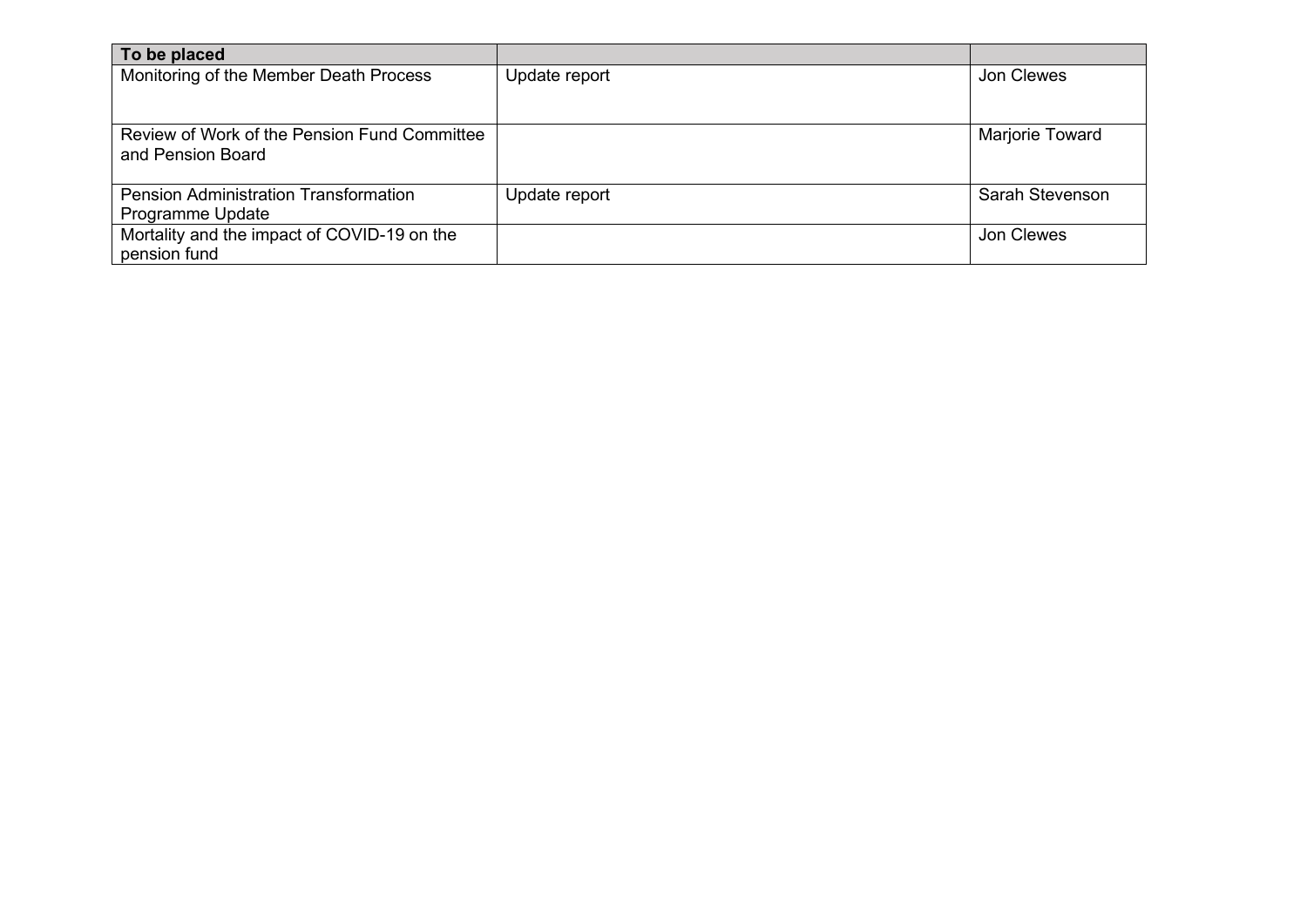| **To be placed** | | |
|---|---|---|
| Monitoring of the Member Death Process | Update report | Jon Clewes |
| Review of Work of the Pension Fund Committee and Pension Board | | Marjorie Toward |
| Pension Administration Transformation Programme Update | Update report | Sarah Stevenson |
| Mortality and the impact of COVID-19 on the pension fund | | Jon Clewes |